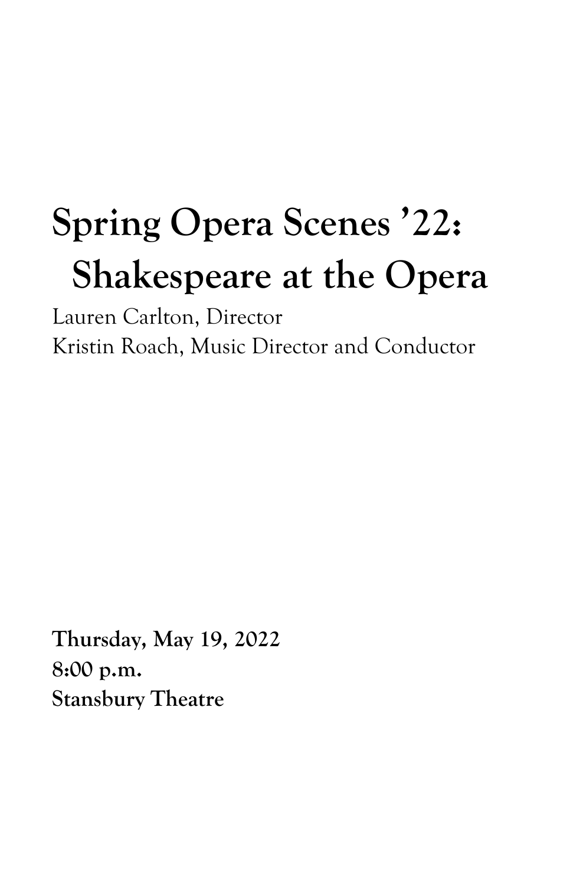# Spring Opera Scenes ’22: Shakespeare at the Opera

Lauren Carlton, Director
Kristin Roach, Music Director and Conductor

**Thursday, May 19, 2022**
**8:00 p.m.**
**Stansbury Theatre**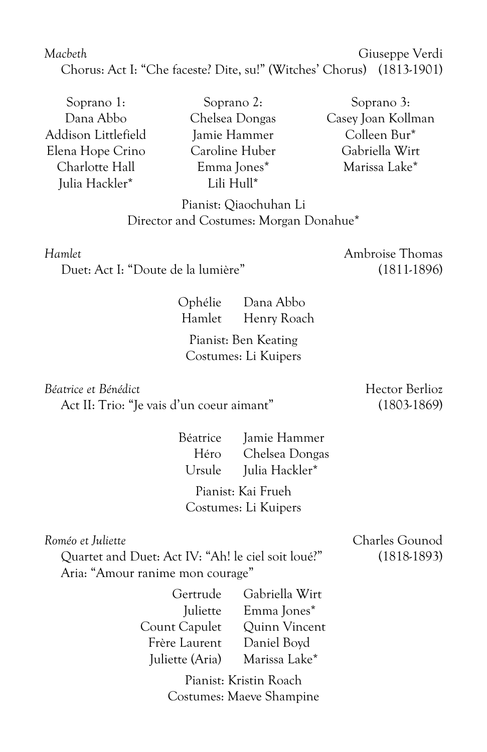*Macbeth* — Giuseppe Verdi (1813-1901)

Chorus: Act I: "Che faceste? Dite, su!" (Witches' Chorus)

| Soprano 1: | Soprano 2: | Soprano 3: |
|---|---|---|
| Dana Abbo | Chelsea Dongas | Casey Joan Kollman |
| Addison Littlefield | Jamie Hammer | Colleen Bur* |
| Elena Hope Crino | Caroline Huber | Gabriella Wirt |
| Charlotte Hall | Emma Jones* | Marissa Lake* |
| Julia Hackler* | Lili Hull* | |

Pianist: Qiaochuhan Li
Director and Costumes: Morgan Donahue*

*Hamlet* — Ambroise Thomas (1811-1896)

Duet: Act I: "Doute de la lumière"

Ophélie — Dana Abbo
Hamlet — Henry Roach

Pianist: Ben Keating
Costumes: Li Kuipers

*Béatrice et Bénédict* — Hector Berlioz (1803-1869)

Act II: Trio: "Je vais d'un coeur aimant"

Béatrice — Jamie Hammer
Héro — Chelsea Dongas
Ursule — Julia Hackler*

Pianist: Kai Frueh
Costumes: Li Kuipers

*Roméo et Juliette* — Charles Gounod (1818-1893)

Quartet and Duet: Act IV: "Ah! le ciel soit loué?"
Aria: "Amour ranime mon courage"

Gertrude — Gabriella Wirt
Juliette — Emma Jones*
Count Capulet — Quinn Vincent
Frère Laurent — Daniel Boyd
Juliette (Aria) — Marissa Lake*

Pianist: Kristin Roach
Costumes: Maeve Shampine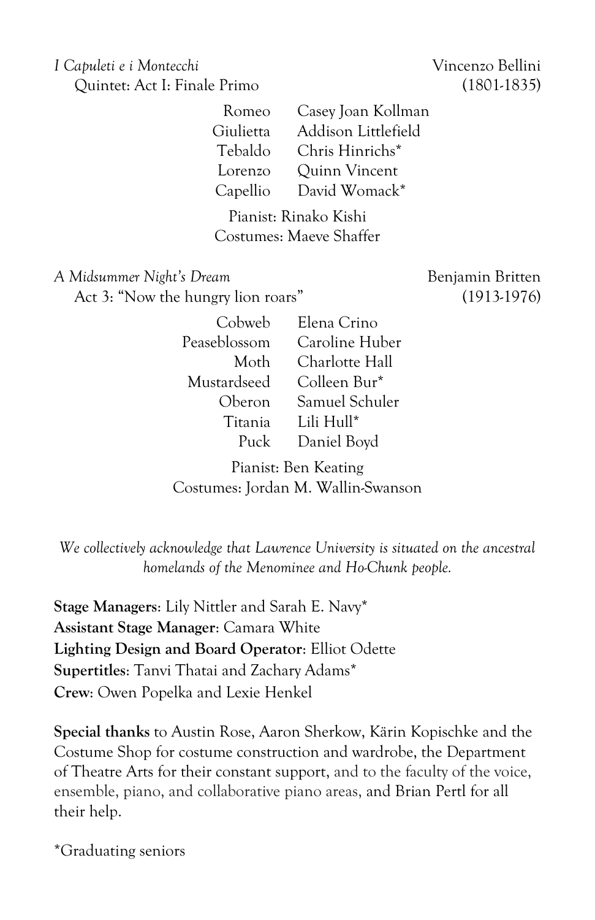*I Capuleti e i Montecchi* — Vincenzo Bellini (1801-1835)
Quintet: Act I: Finale Primo

| | |
|---|---|
| Romeo | Casey Joan Kollman |
| Giulietta | Addison Littlefield |
| Tebaldo | Chris Hinrichs* |
| Lorenzo | Quinn Vincent |
| Capellio | David Womack* |

Pianist: Rinako Kishi
Costumes: Maeve Shaffer

*A Midsummer Night's Dream* — Benjamin Britten (1913-1976)
Act 3: "Now the hungry lion roars"

| | |
|---|---|
| Cobweb | Elena Crino |
| Peaseblossom | Caroline Huber |
| Moth | Charlotte Hall |
| Mustardseed | Colleen Bur* |
| Oberon | Samuel Schuler |
| Titania | Lili Hull* |
| Puck | Daniel Boyd |

Pianist: Ben Keating
Costumes: Jordan M. Wallin-Swanson

*We collectively acknowledge that Lawrence University is situated on the ancestral homelands of the Menominee and Ho-Chunk people.*

**Stage Managers**: Lily Nittler and Sarah E. Navy*
**Assistant Stage Manager**: Camara White
**Lighting Design and Board Operator**: Elliot Odette
**Supertitles**: Tanvi Thatai and Zachary Adams*
**Crew**: Owen Popelka and Lexie Henkel

**Special thanks** to Austin Rose, Aaron Sherkow, Kärin Kopischke and the Costume Shop for costume construction and wardrobe, the Department of Theatre Arts for their constant support, and to the faculty of the voice, ensemble, piano, and collaborative piano areas, and Brian Pertl for all their help.

*Graduating seniors